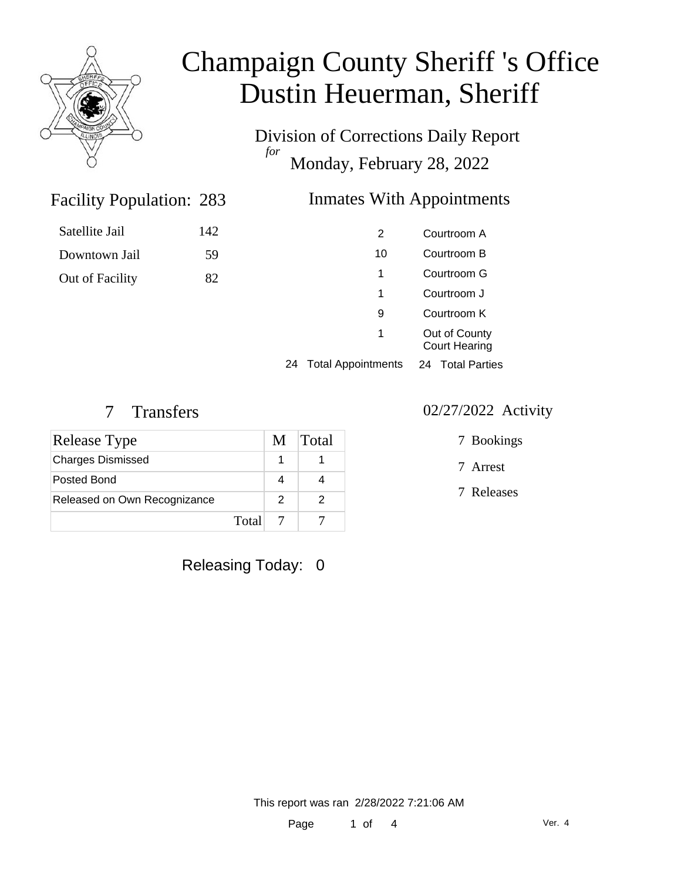# Champaign County Sheriff 's Office
# Dustin Heuerman, Sheriff

## Division of Corrections Daily Report
*for*
## Monday, February 28, 2022

### Facility Population: 283

| | |
|---|---|
| Satellite Jail | 142 |
| Downtown Jail | 59 |
| Out of Facility | 82 |

### Inmates With Appointments

| | |
|---|---|
| 2 | Courtroom A |
| 10 | Courtroom B |
| 1 | Courtroom G |
| 1 | Courtroom J |
| 9 | Courtroom K |
| 1 | Out of County Court Hearing |

24 Total Appointments    24 Total Parties

### 7 Transfers

| Release Type | M | Total |
|---|---|---|
| Charges Dismissed | 1 | 1 |
| Posted Bond | 4 | 4 |
| Released on Own Recognizance | 2 | 2 |
| Total | 7 | 7 |

### 02/27/2022 Activity

7 Bookings

7 Arrest

7 Releases

Releasing Today: 0

This report was ran 2/28/2022 7:21:06 AM

Ver. 4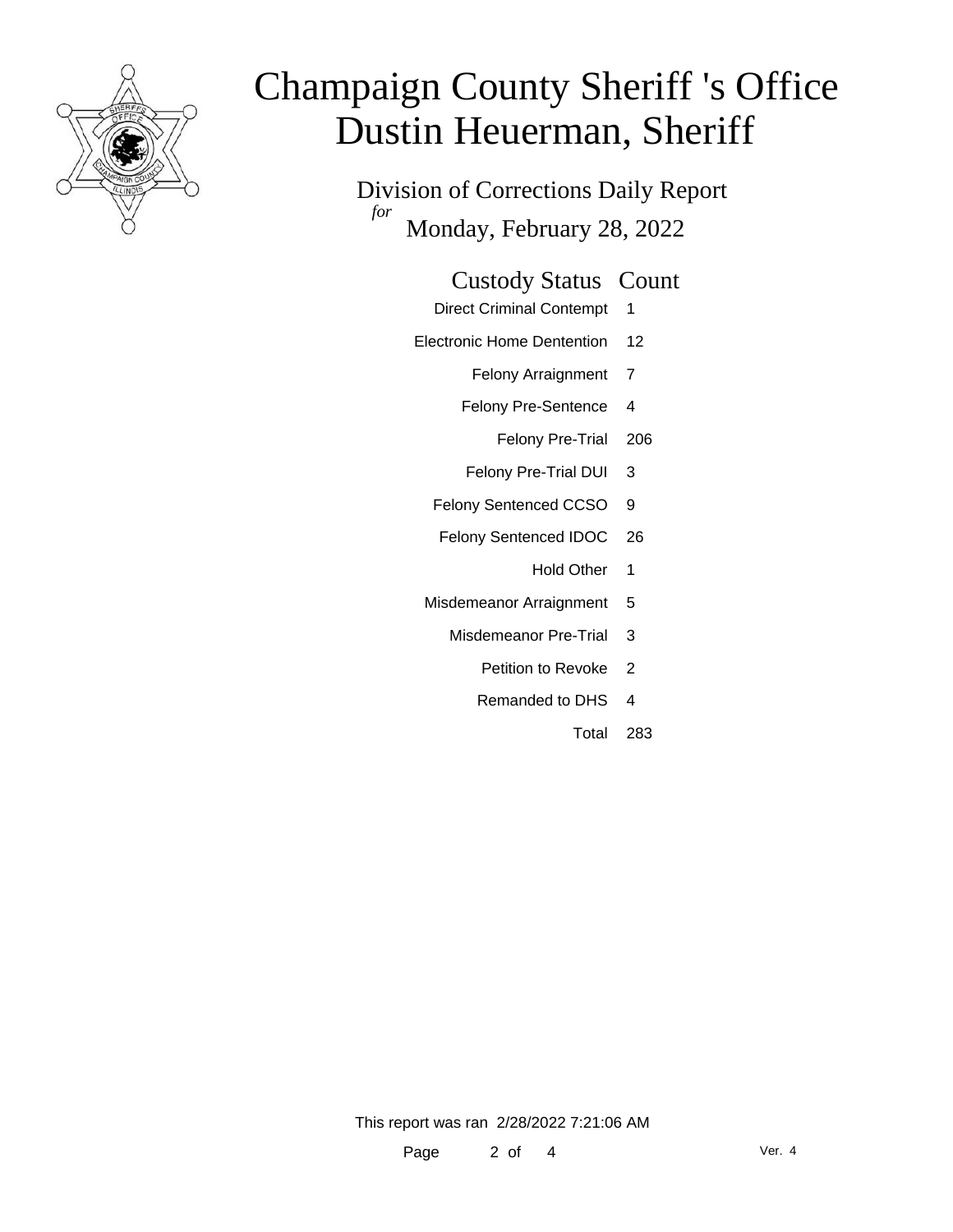# Champaign County Sheriff 's Office
# Dustin Heuerman, Sheriff

## Division of Corrections Daily Report

*for* Monday, February 28, 2022

| Custody Status | Count |
| --- | --- |
| Direct Criminal Contempt | 1 |
| Electronic Home Dentention | 12 |
| Felony Arraignment | 7 |
| Felony Pre-Sentence | 4 |
| Felony Pre-Trial | 206 |
| Felony Pre-Trial DUI | 3 |
| Felony Sentenced CCSO | 9 |
| Felony Sentenced IDOC | 26 |
| Hold Other | 1 |
| Misdemeanor Arraignment | 5 |
| Misdemeanor Pre-Trial | 3 |
| Petition to Revoke | 2 |
| Remanded to DHS | 4 |
| Total | 283 |

This report was ran 2/28/2022 7:21:06 AM

Ver. 4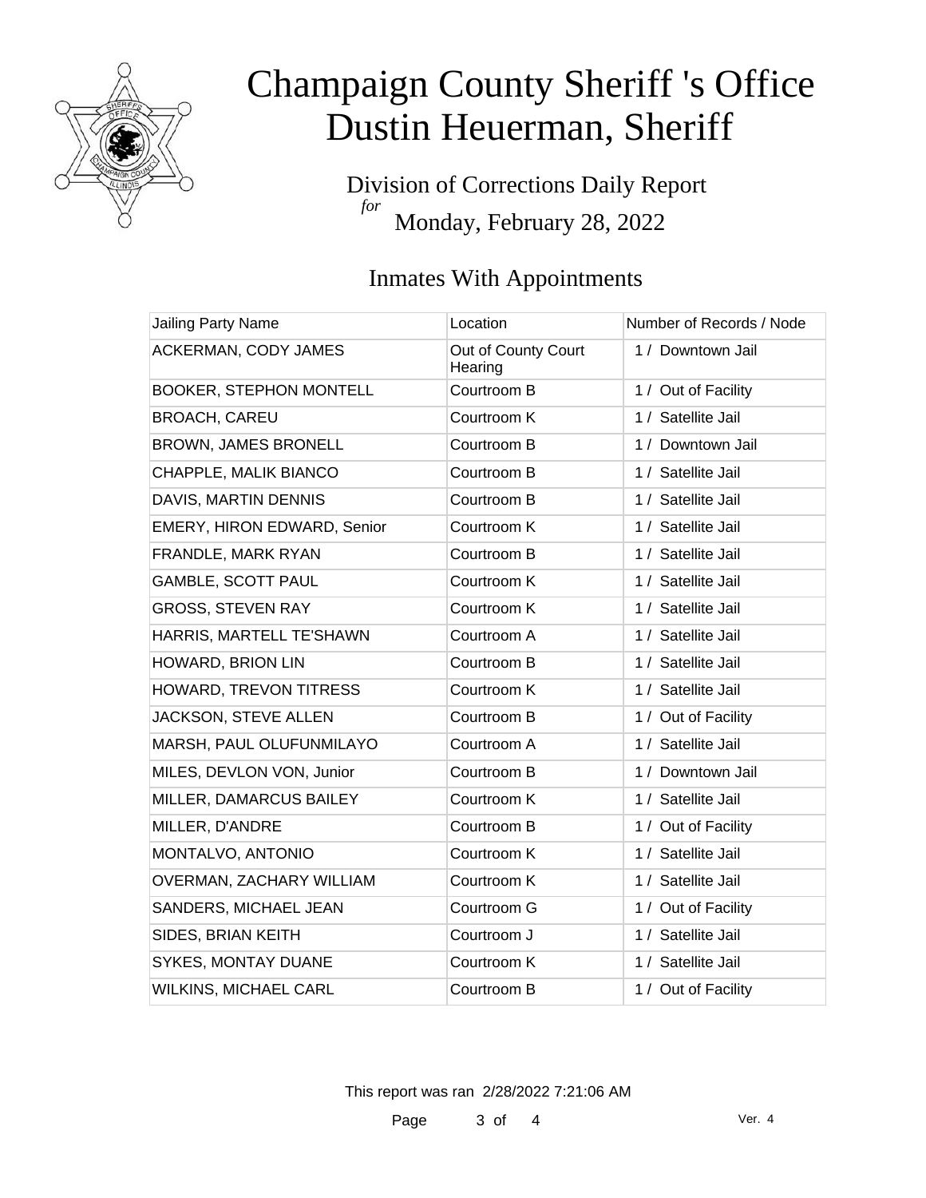# Champaign County Sheriff 's Office
# Dustin Heuerman, Sheriff

Division of Corrections Daily Report
*for*
Monday, February 28, 2022

## Inmates With Appointments

| Jailing Party Name | Location | Number of Records / Node |
|---|---|---|
| ACKERMAN, CODY JAMES | Out of County Court Hearing | 1 / Downtown Jail |
| BOOKER, STEPHON MONTELL | Courtroom B | 1 / Out of Facility |
| BROACH, CAREU | Courtroom K | 1 / Satellite Jail |
| BROWN, JAMES BRONELL | Courtroom B | 1 / Downtown Jail |
| CHAPPLE, MALIK BIANCO | Courtroom B | 1 / Satellite Jail |
| DAVIS, MARTIN DENNIS | Courtroom B | 1 / Satellite Jail |
| EMERY, HIRON EDWARD, Senior | Courtroom K | 1 / Satellite Jail |
| FRANDLE, MARK RYAN | Courtroom B | 1 / Satellite Jail |
| GAMBLE, SCOTT PAUL | Courtroom K | 1 / Satellite Jail |
| GROSS, STEVEN RAY | Courtroom K | 1 / Satellite Jail |
| HARRIS, MARTELL TE'SHAWN | Courtroom A | 1 / Satellite Jail |
| HOWARD, BRION LIN | Courtroom B | 1 / Satellite Jail |
| HOWARD, TREVON TITRESS | Courtroom K | 1 / Satellite Jail |
| JACKSON, STEVE ALLEN | Courtroom B | 1 / Out of Facility |
| MARSH, PAUL OLUFUNMILAYO | Courtroom A | 1 / Satellite Jail |
| MILES, DEVLON VON, Junior | Courtroom B | 1 / Downtown Jail |
| MILLER, DAMARCUS BAILEY | Courtroom K | 1 / Satellite Jail |
| MILLER, D'ANDRE | Courtroom B | 1 / Out of Facility |
| MONTALVO, ANTONIO | Courtroom K | 1 / Satellite Jail |
| OVERMAN, ZACHARY WILLIAM | Courtroom K | 1 / Satellite Jail |
| SANDERS, MICHAEL JEAN | Courtroom G | 1 / Out of Facility |
| SIDES, BRIAN KEITH | Courtroom J | 1 / Satellite Jail |
| SYKES, MONTAY DUANE | Courtroom K | 1 / Satellite Jail |
| WILKINS, MICHAEL CARL | Courtroom B | 1 / Out of Facility |

This report was ran 2/28/2022 7:21:06 AM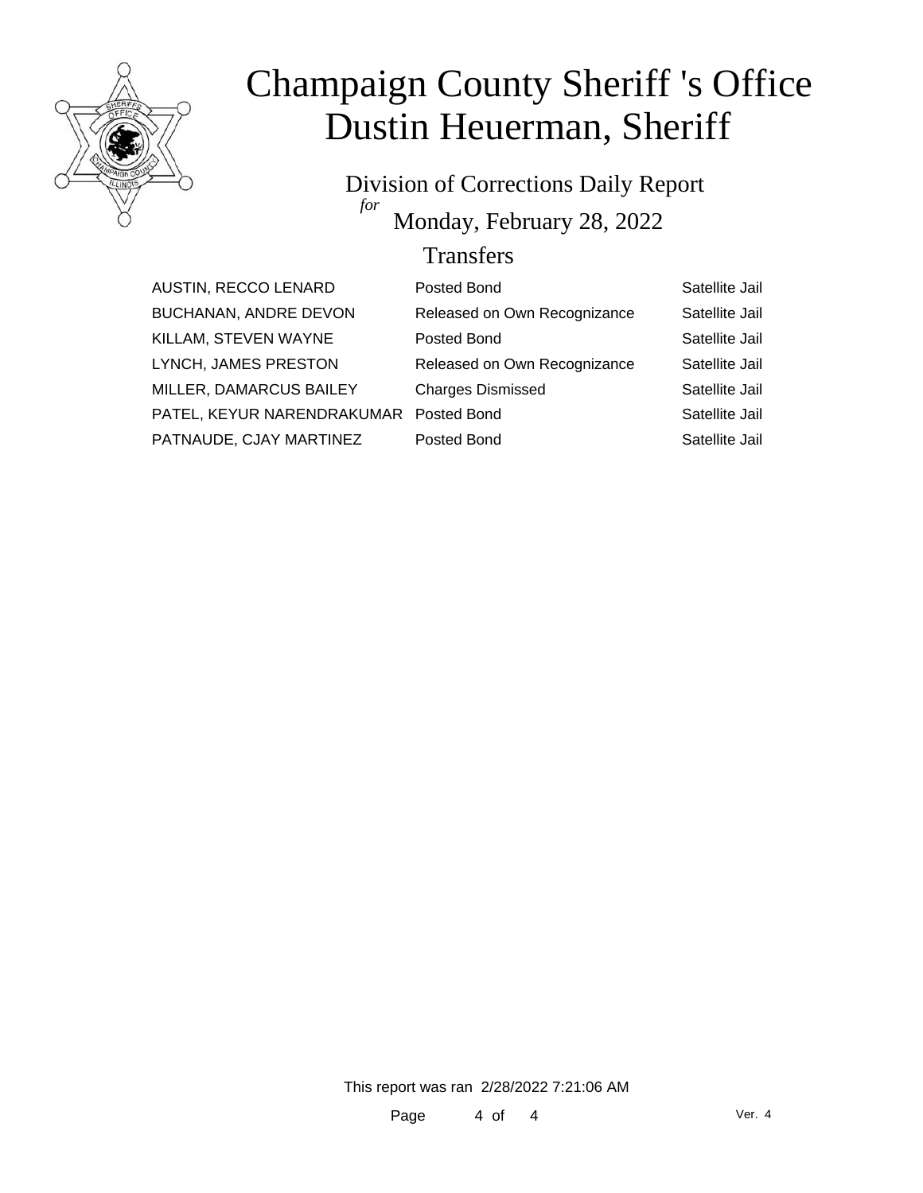# Champaign County Sheriff 's Office
# Dustin Heuerman, Sheriff

Division of Corrections Daily Report

*for* Monday, February 28, 2022

## Transfers

| | | |
|---|---|---|
| AUSTIN, RECCO LENARD | Posted Bond | Satellite Jail |
| BUCHANAN, ANDRE DEVON | Released on Own Recognizance | Satellite Jail |
| KILLAM, STEVEN WAYNE | Posted Bond | Satellite Jail |
| LYNCH, JAMES PRESTON | Released on Own Recognizance | Satellite Jail |
| MILLER, DAMARCUS BAILEY | Charges Dismissed | Satellite Jail |
| PATEL, KEYUR NARENDRAKUMAR | Posted Bond | Satellite Jail |
| PATNAUDE, CJAY MARTINEZ | Posted Bond | Satellite Jail |

This report was ran 2/28/2022 7:21:06 AM

Ver. 4